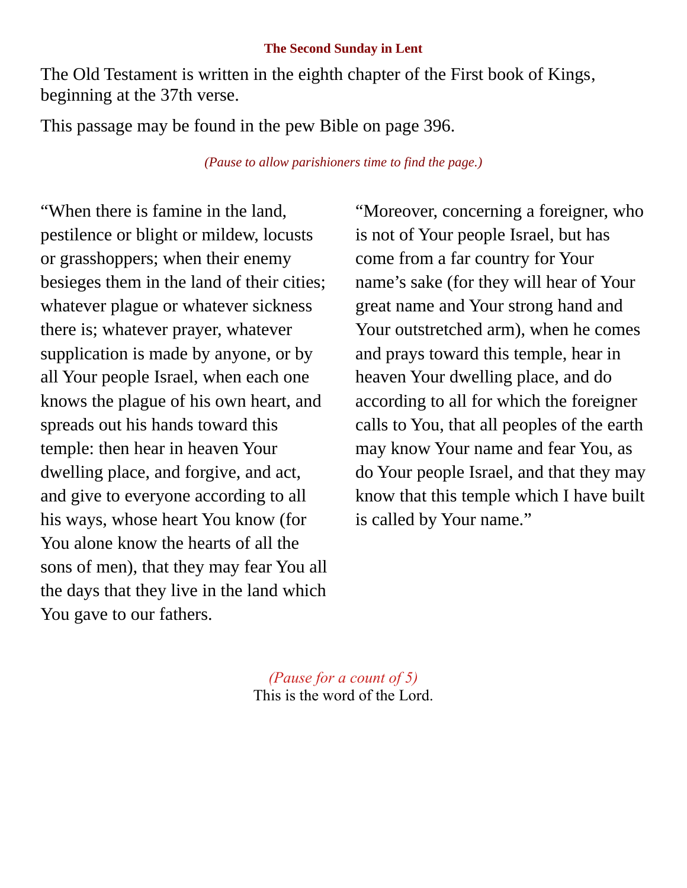**The Second Sunday in Lent**

The Old Testament is written in the eighth chapter of the First book of Kings, beginning at the 37th verse.

This passage may be found in the pew Bible on page 396.

*(Pause to allow parishioners time to find the page.)*

“When there is famine in the land, pestilence or blight or mildew, locusts or grasshoppers; when their enemy besieges them in the land of their cities; whatever plague or whatever sickness there is; whatever prayer, whatever supplication is made by anyone, or by all Your people Israel, when each one knows the plague of his own heart, and spreads out his hands toward this temple: then hear in heaven Your dwelling place, and forgive, and act, and give to everyone according to all his ways, whose heart You know (for You alone know the hearts of all the sons of men), that they may fear You all the days that they live in the land which You gave to our fathers.

“Moreover, concerning a foreigner, who is not of Your people Israel, but has come from a far country for Your name’s sake (for they will hear of Your great name and Your strong hand and Your outstretched arm), when he comes and prays toward this temple, hear in heaven Your dwelling place, and do according to all for which the foreigner calls to You, that all peoples of the earth may know Your name and fear You, as do Your people Israel, and that they may know that this temple which I have built is called by Your name.”

*(Pause for a count of 5)*

This is the word of the Lord.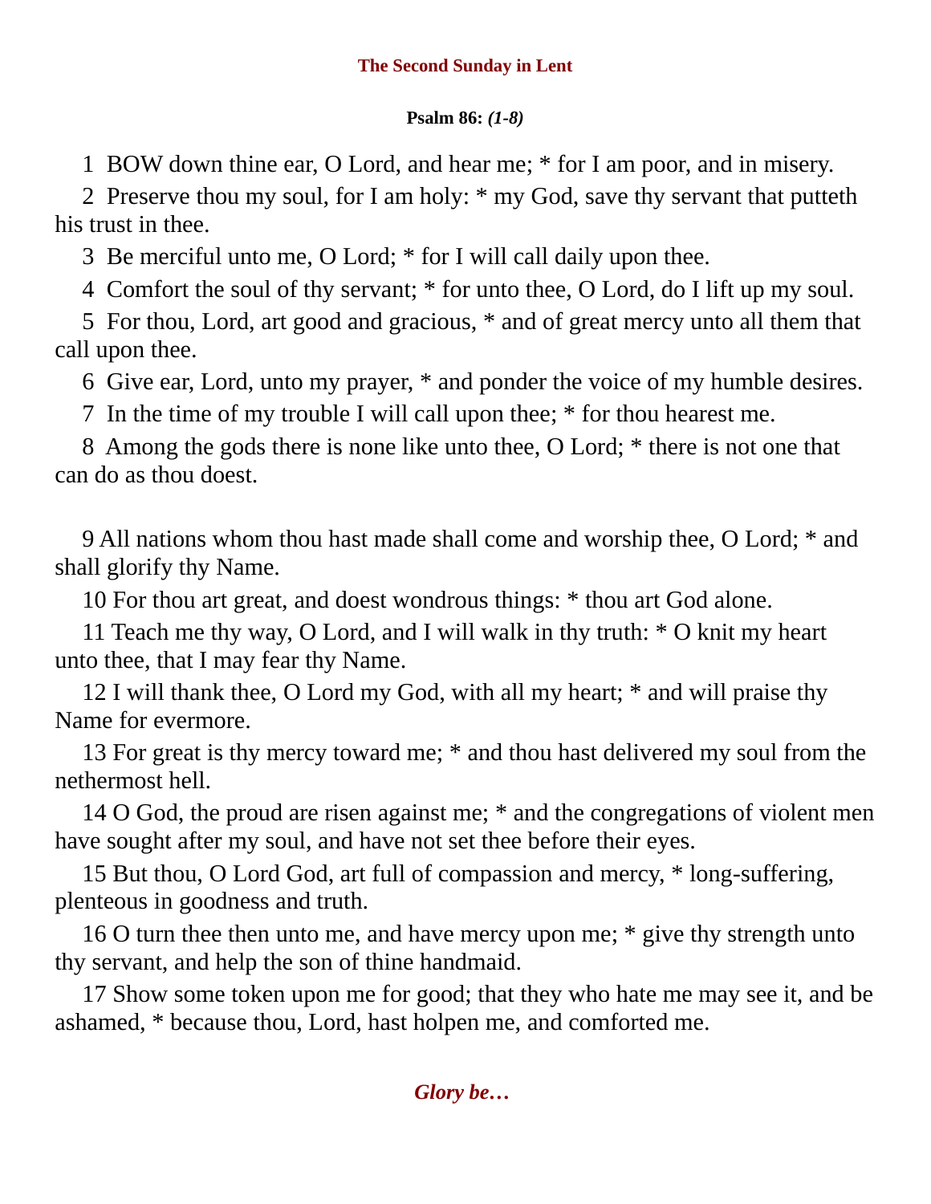## The Second Sunday in Lent

**Psalm 86:** ***(1-8)***

1 BOW down thine ear, O Lord, and hear me; * for I am poor, and in misery.

2 Preserve thou my soul, for I am holy: * my God, save thy servant that putteth his trust in thee.

3 Be merciful unto me, O Lord; * for I will call daily upon thee.

4 Comfort the soul of thy servant; * for unto thee, O Lord, do I lift up my soul.

5 For thou, Lord, art good and gracious, * and of great mercy unto all them that call upon thee.

6 Give ear, Lord, unto my prayer, * and ponder the voice of my humble desires.

7 In the time of my trouble I will call upon thee; * for thou hearest me.

8 Among the gods there is none like unto thee, O Lord; * there is not one that can do as thou doest.

9 All nations whom thou hast made shall come and worship thee, O Lord; * and shall glorify thy Name.

10 For thou art great, and doest wondrous things: * thou art God alone.

11 Teach me thy way, O Lord, and I will walk in thy truth: * O knit my heart unto thee, that I may fear thy Name.

12 I will thank thee, O Lord my God, with all my heart; * and will praise thy Name for evermore.

13 For great is thy mercy toward me; * and thou hast delivered my soul from the nethermost hell.

14 O God, the proud are risen against me; * and the congregations of violent men have sought after my soul, and have not set thee before their eyes.

15 But thou, O Lord God, art full of compassion and mercy, * long-suffering, plenteous in goodness and truth.

16 O turn thee then unto me, and have mercy upon me; * give thy strength unto thy servant, and help the son of thine handmaid.

17 Show some token upon me for good; that they who hate me may see it, and be ashamed, * because thou, Lord, hast holpen me, and comforted me.

***Glory be…***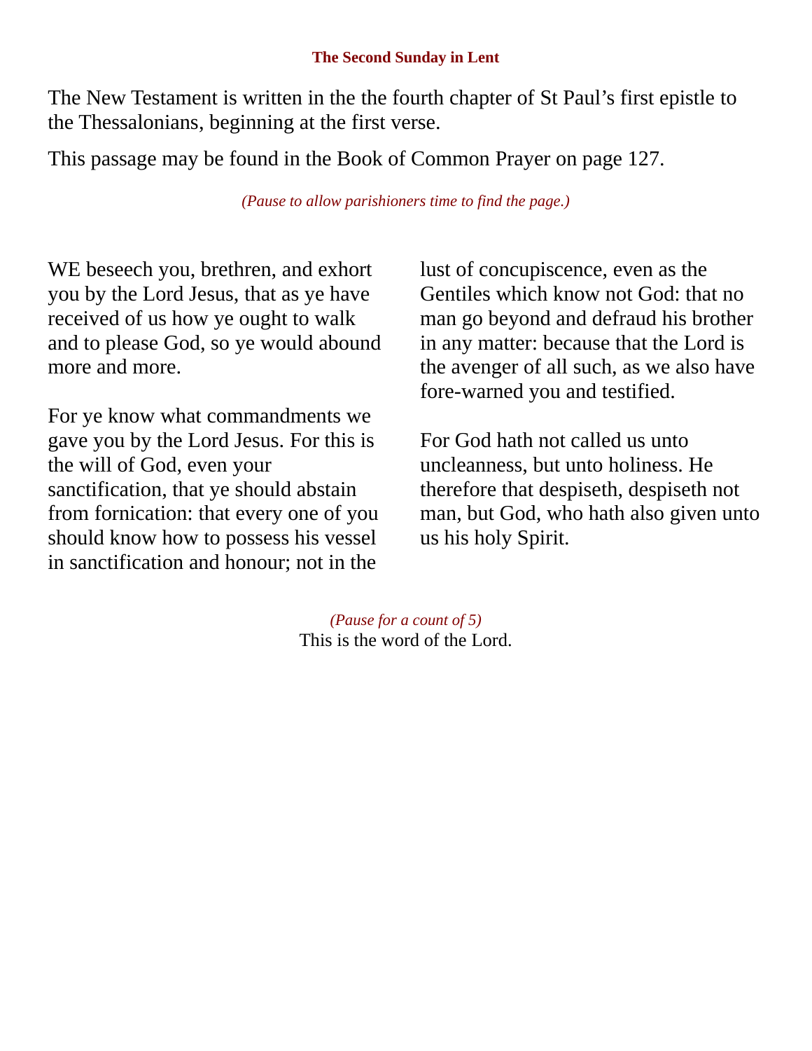**The Second Sunday in Lent**

The New Testament is written in the the fourth chapter of St Paul's first epistle to the Thessalonians, beginning at the first verse.

This passage may be found in the Book of Common Prayer on page 127.

*(Pause to allow parishioners time to find the page.)*

WE beseech you, brethren, and exhort you by the Lord Jesus, that as ye have received of us how ye ought to walk and to please God, so ye would abound more and more.

For ye know what commandments we gave you by the Lord Jesus. For this is the will of God, even your sanctification, that ye should abstain from fornication: that every one of you should know how to possess his vessel in sanctification and honour; not in the lust of concupiscence, even as the Gentiles which know not God: that no man go beyond and defraud his brother in any matter: because that the Lord is the avenger of all such, as we also have fore-warned you and testified.

For God hath not called us unto uncleanness, but unto holiness. He therefore that despiseth, despiseth not man, but God, who hath also given unto us his holy Spirit.

*(Pause for a count of 5)*
This is the word of the Lord.